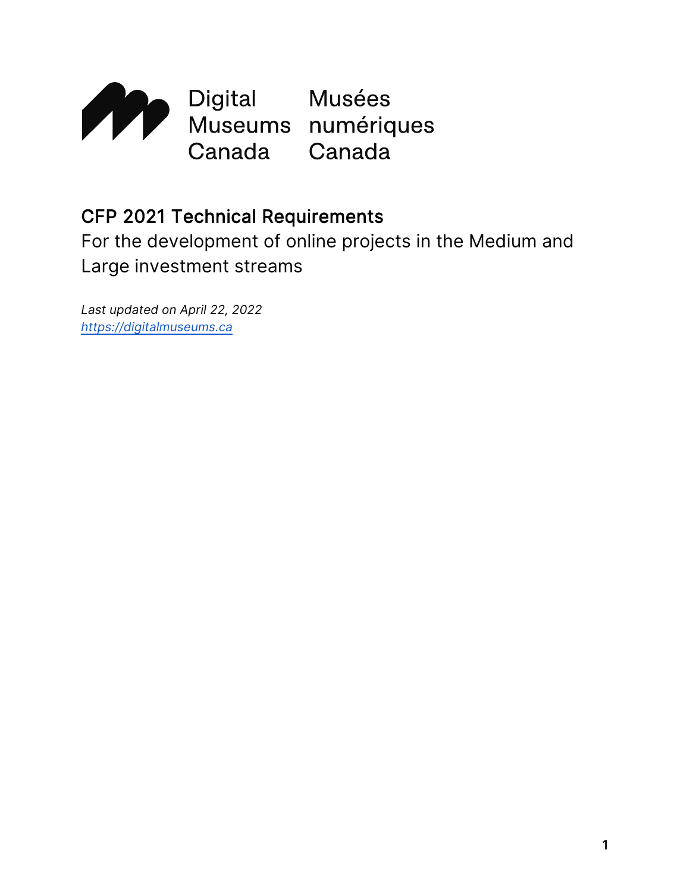Digital Museums Canada

Musées numériques Canada

# CFP 2021 Technical Requirements

For the development of online projects in the Medium and Large investment streams

*Last updated on April 22, 2022*

*https://digitalmuseums.ca*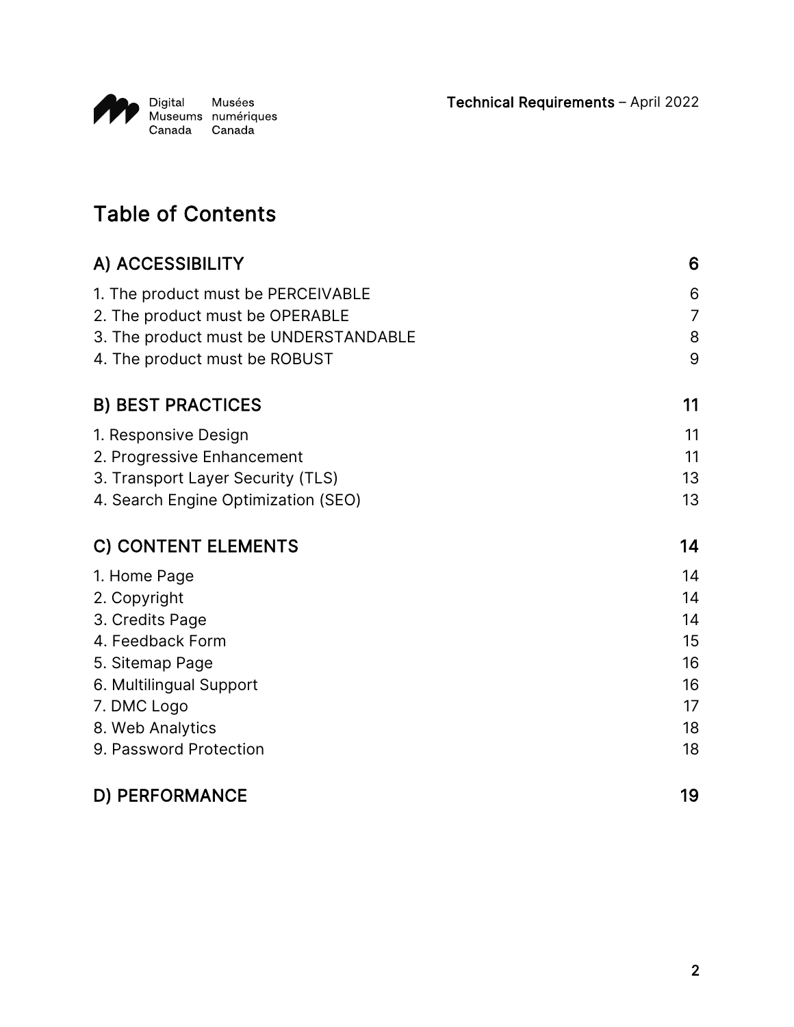# Table of Contents

| | |
|---|---|
| **A) ACCESSIBILITY** | **6** |
| 1. The product must be PERCEIVABLE | 6 |
| 2. The product must be OPERABLE | 7 |
| 3. The product must be UNDERSTANDABLE | 8 |
| 4. The product must be ROBUST | 9 |
| **B) BEST PRACTICES** | **11** |
| 1. Responsive Design | 11 |
| 2. Progressive Enhancement | 11 |
| 3. Transport Layer Security (TLS) | 13 |
| 4. Search Engine Optimization (SEO) | 13 |
| **C) CONTENT ELEMENTS** | **14** |
| 1. Home Page | 14 |
| 2. Copyright | 14 |
| 3. Credits Page | 14 |
| 4. Feedback Form | 15 |
| 5. Sitemap Page | 16 |
| 6. Multilingual Support | 16 |
| 7. DMC Logo | 17 |
| 8. Web Analytics | 18 |
| 9. Password Protection | 18 |
| **D) PERFORMANCE** | **19** |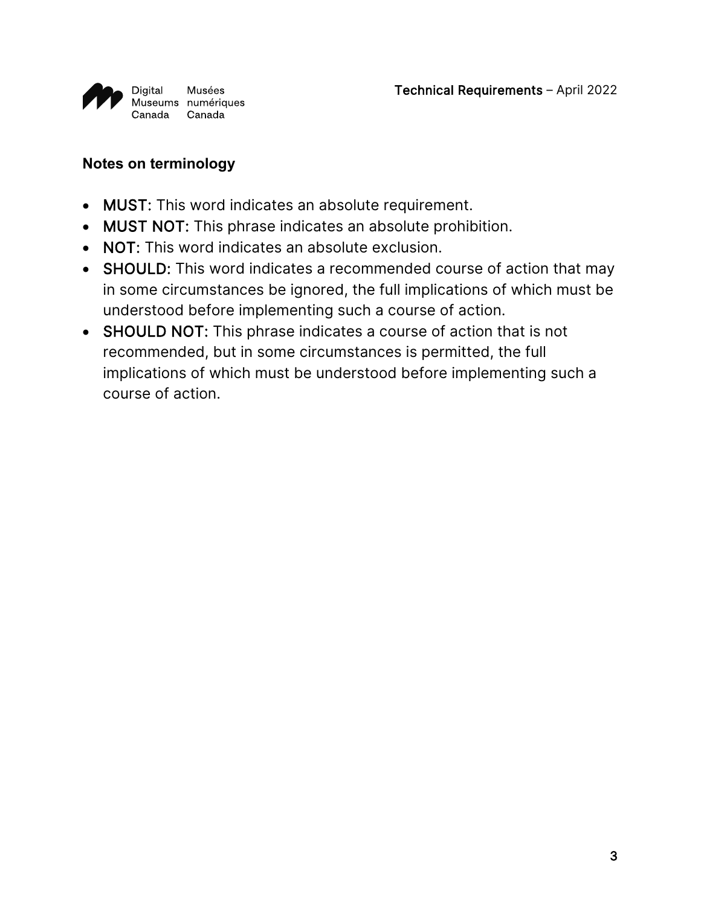**Notes on terminology**

- **MUST:** This word indicates an absolute requirement.
- **MUST NOT:** This phrase indicates an absolute prohibition.
- **NOT:** This word indicates an absolute exclusion.
- **SHOULD:** This word indicates a recommended course of action that may in some circumstances be ignored, the full implications of which must be understood before implementing such a course of action.
- **SHOULD NOT:** This phrase indicates a course of action that is not recommended, but in some circumstances is permitted, the full implications of which must be understood before implementing such a course of action.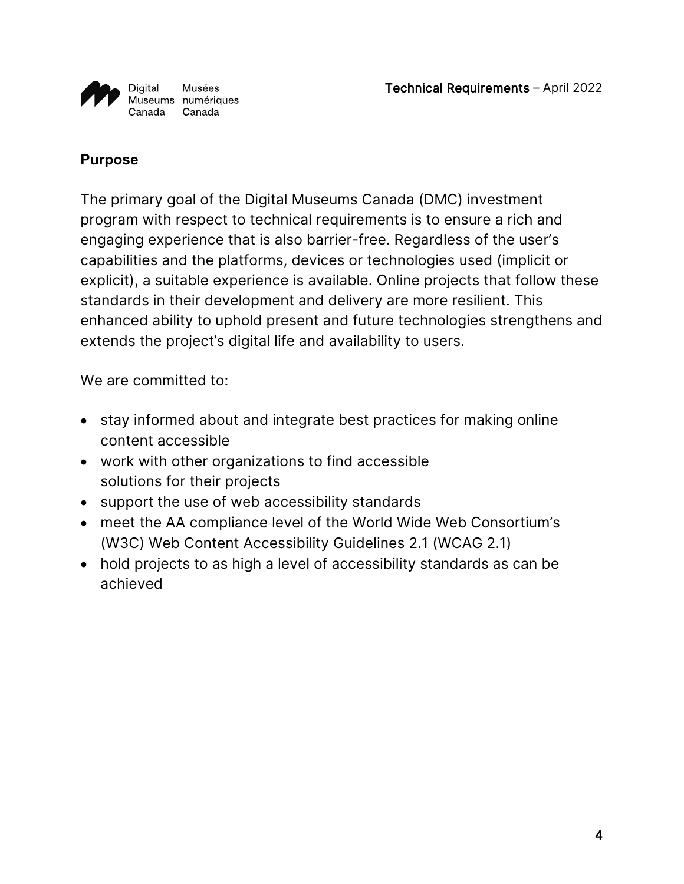## Purpose

The primary goal of the Digital Museums Canada (DMC) investment program with respect to technical requirements is to ensure a rich and engaging experience that is also barrier-free. Regardless of the user's capabilities and the platforms, devices or technologies used (implicit or explicit), a suitable experience is available. Online projects that follow these standards in their development and delivery are more resilient. This enhanced ability to uphold present and future technologies strengthens and extends the project's digital life and availability to users.

We are committed to:

- stay informed about and integrate best practices for making online content accessible
- work with other organizations to find accessible solutions for their projects
- support the use of web accessibility standards
- meet the AA compliance level of the World Wide Web Consortium's (W3C) Web Content Accessibility Guidelines 2.1 (WCAG 2.1)
- hold projects to as high a level of accessibility standards as can be achieved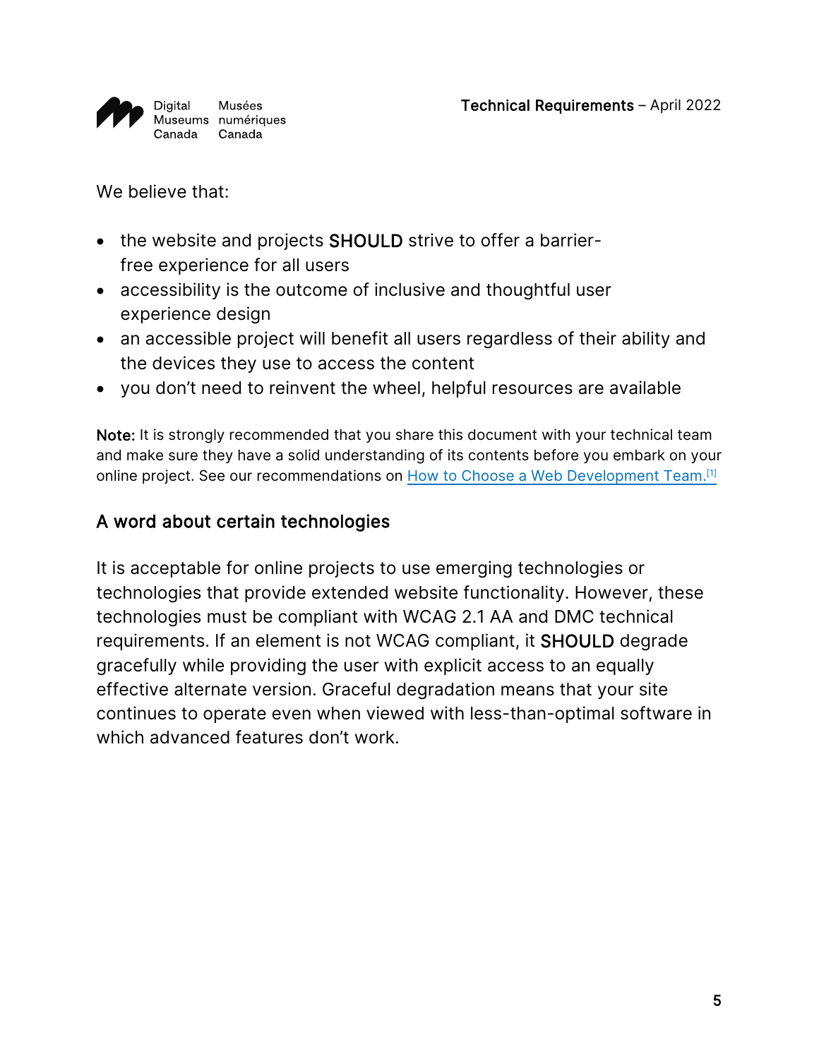We believe that:

- the website and projects **SHOULD** strive to offer a barrier-free experience for all users
- accessibility is the outcome of inclusive and thoughtful user experience design
- an accessible project will benefit all users regardless of their ability and the devices they use to access the content
- you don't need to reinvent the wheel, helpful resources are available

**Note:** It is strongly recommended that you share this document with your technical team and make sure they have a solid understanding of its contents before you embark on your online project. See our recommendations on How to Choose a Web Development Team.[1]

## A word about certain technologies

It is acceptable for online projects to use emerging technologies or technologies that provide extended website functionality. However, these technologies must be compliant with WCAG 2.1 AA and DMC technical requirements. If an element is not WCAG compliant, it **SHOULD** degrade gracefully while providing the user with explicit access to an equally effective alternate version. Graceful degradation means that your site continues to operate even when viewed with less-than-optimal software in which advanced features don't work.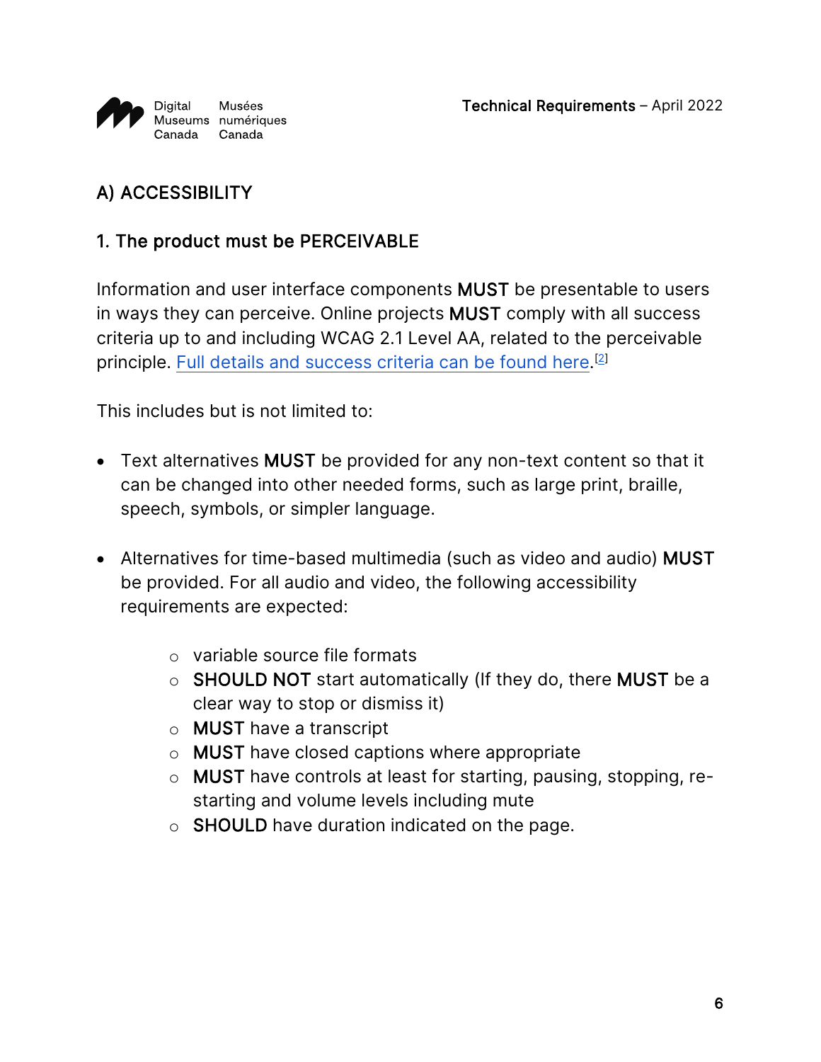## A) ACCESSIBILITY

### 1. The product must be PERCEIVABLE

Information and user interface components **MUST** be presentable to users in ways they can perceive. Online projects **MUST** comply with all success criteria up to and including WCAG 2.1 Level AA, related to the perceivable principle. Full details and success criteria can be found here.[2]

This includes but is not limited to:

- Text alternatives **MUST** be provided for any non-text content so that it can be changed into other needed forms, such as large print, braille, speech, symbols, or simpler language.

- Alternatives for time-based multimedia (such as video and audio) **MUST** be provided. For all audio and video, the following accessibility requirements are expected:

    - variable source file formats
    - **SHOULD NOT** start automatically (If they do, there **MUST** be a clear way to stop or dismiss it)
    - **MUST** have a transcript
    - **MUST** have closed captions where appropriate
    - **MUST** have controls at least for starting, pausing, stopping, re-starting and volume levels including mute
    - **SHOULD** have duration indicated on the page.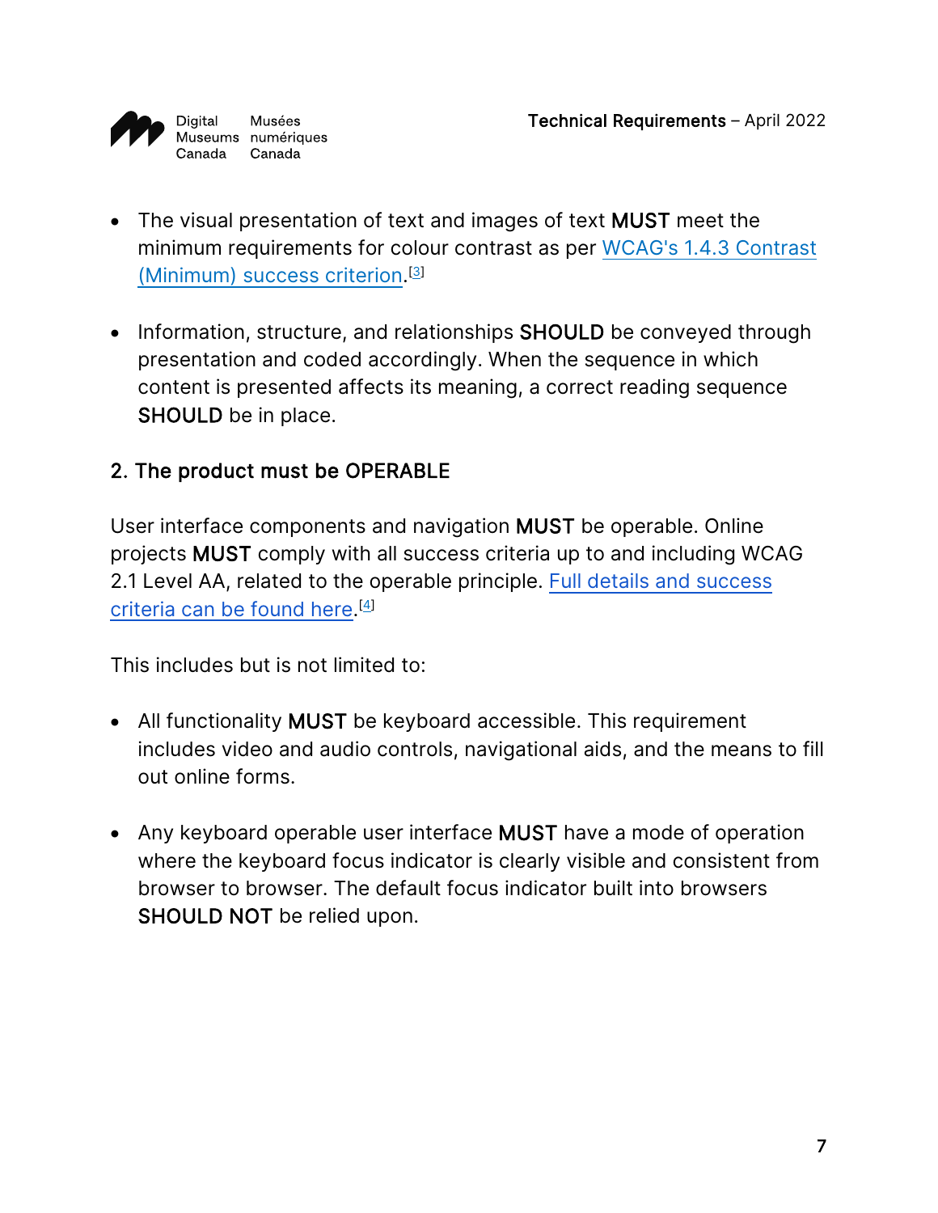- The visual presentation of text and images of text **MUST** meet the minimum requirements for colour contrast as per WCAG's 1.4.3 Contrast (Minimum) success criterion.[3]

- Information, structure, and relationships **SHOULD** be conveyed through presentation and coded accordingly. When the sequence in which content is presented affects its meaning, a correct reading sequence **SHOULD** be in place.

## 2. The product must be OPERABLE

User interface components and navigation **MUST** be operable. Online projects **MUST** comply with all success criteria up to and including WCAG 2.1 Level AA, related to the operable principle. Full details and success criteria can be found here.[4]

This includes but is not limited to:

- All functionality **MUST** be keyboard accessible. This requirement includes video and audio controls, navigational aids, and the means to fill out online forms.

- Any keyboard operable user interface **MUST** have a mode of operation where the keyboard focus indicator is clearly visible and consistent from browser to browser. The default focus indicator built into browsers **SHOULD NOT** be relied upon.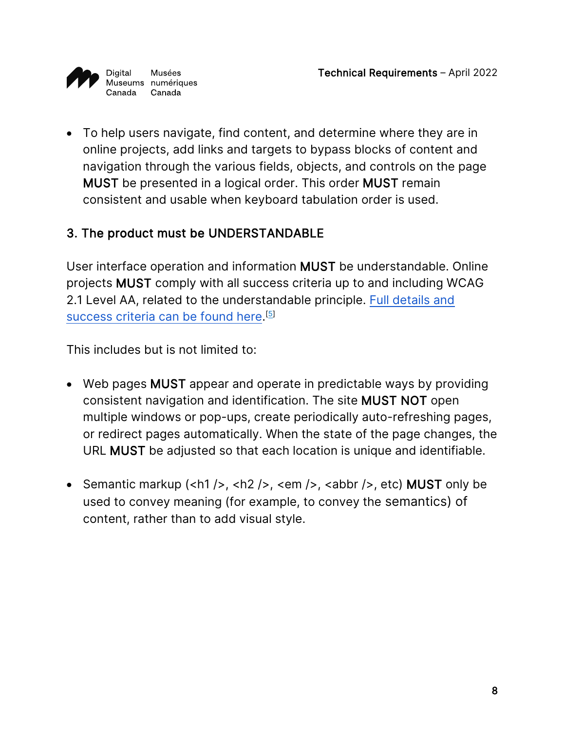- To help users navigate, find content, and determine where they are in online projects, add links and targets to bypass blocks of content and navigation through the various fields, objects, and controls on the page **MUST** be presented in a logical order. This order **MUST** remain consistent and usable when keyboard tabulation order is used.

### 3. The product must be UNDERSTANDABLE

User interface operation and information **MUST** be understandable. Online projects **MUST** comply with all success criteria up to and including WCAG 2.1 Level AA, related to the understandable principle. [Full details and success criteria can be found here](#).[5]

This includes but is not limited to:

- Web pages **MUST** appear and operate in predictable ways by providing consistent navigation and identification. The site **MUST NOT** open multiple windows or pop-ups, create periodically auto-refreshing pages, or redirect pages automatically. When the state of the page changes, the URL **MUST** be adjusted so that each location is unique and identifiable.

- Semantic markup (<h1 />, <h2 />, <em />, <abbr />, etc) **MUST** only be used to convey meaning (for example, to convey the semantics) of content, rather than to add visual style.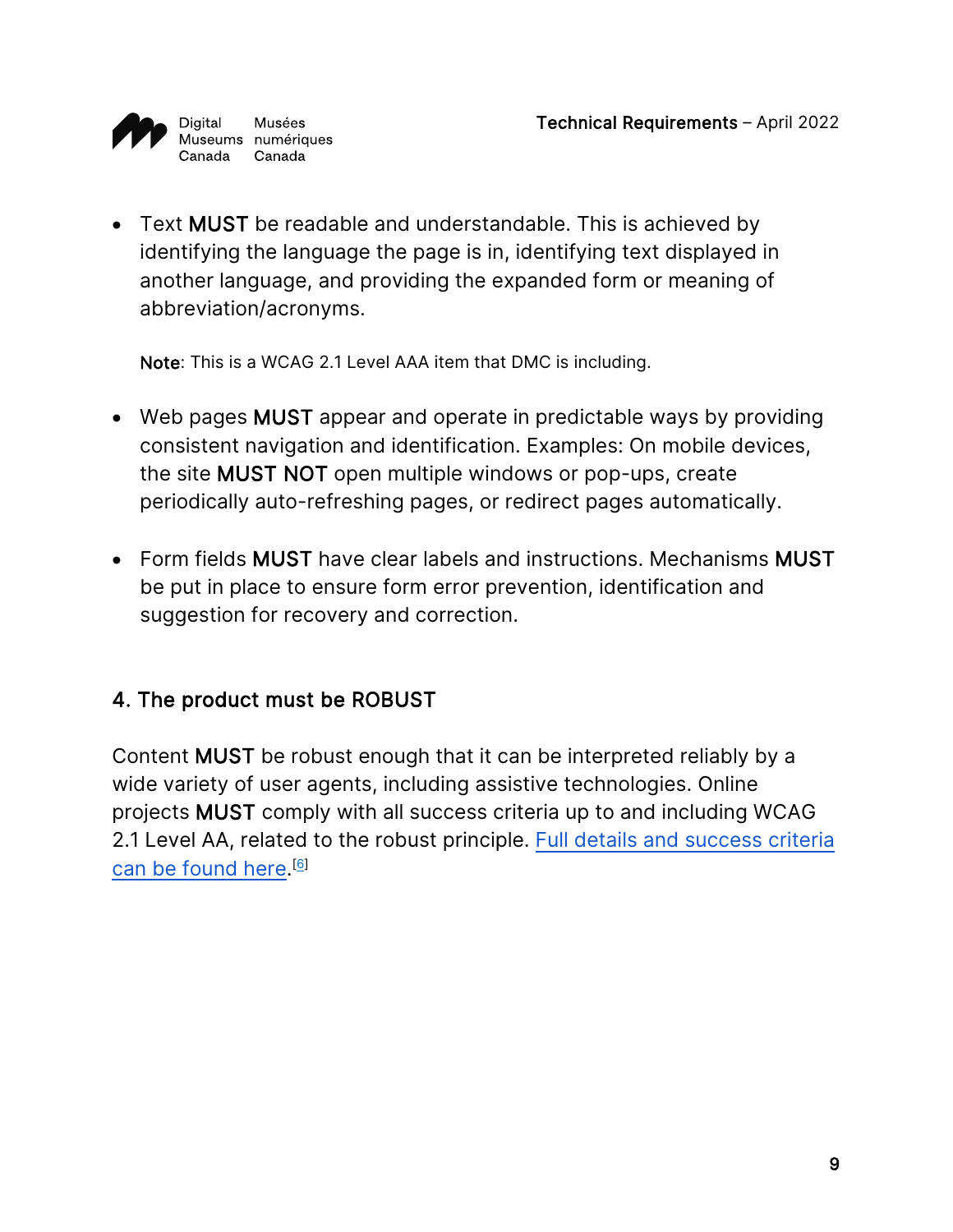- Text **MUST** be readable and understandable. This is achieved by identifying the language the page is in, identifying text displayed in another language, and providing the expanded form or meaning of abbreviation/acronyms.

  **Note**: This is a WCAG 2.1 Level AAA item that DMC is including.

- Web pages **MUST** appear and operate in predictable ways by providing consistent navigation and identification. Examples: On mobile devices, the site **MUST NOT** open multiple windows or pop-ups, create periodically auto-refreshing pages, or redirect pages automatically.

- Form fields **MUST** have clear labels and instructions. Mechanisms **MUST** be put in place to ensure form error prevention, identification and suggestion for recovery and correction.

### 4. The product must be ROBUST

Content **MUST** be robust enough that it can be interpreted reliably by a wide variety of user agents, including assistive technologies. Online projects **MUST** comply with all success criteria up to and including WCAG 2.1 Level AA, related to the robust principle. Full details and success criteria can be found here.[6]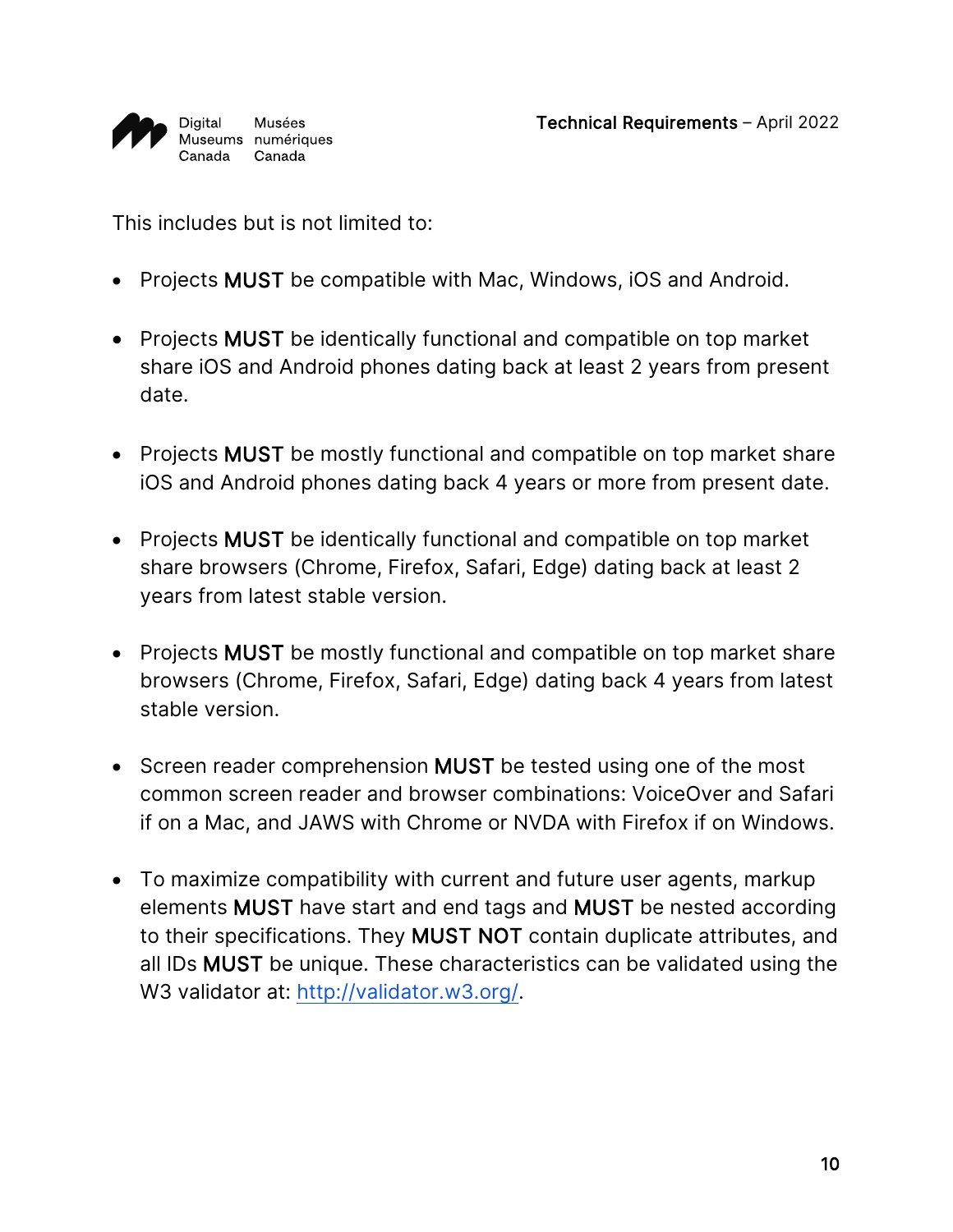This includes but is not limited to:

- Projects **MUST** be compatible with Mac, Windows, iOS and Android.
- Projects **MUST** be identically functional and compatible on top market share iOS and Android phones dating back at least 2 years from present date.
- Projects **MUST** be mostly functional and compatible on top market share iOS and Android phones dating back 4 years or more from present date.
- Projects **MUST** be identically functional and compatible on top market share browsers (Chrome, Firefox, Safari, Edge) dating back at least 2 years from latest stable version.
- Projects **MUST** be mostly functional and compatible on top market share browsers (Chrome, Firefox, Safari, Edge) dating back 4 years from latest stable version.
- Screen reader comprehension **MUST** be tested using one of the most common screen reader and browser combinations: VoiceOver and Safari if on a Mac, and JAWS with Chrome or NVDA with Firefox if on Windows.
- To maximize compatibility with current and future user agents, markup elements **MUST** have start and end tags and **MUST** be nested according to their specifications. They **MUST NOT** contain duplicate attributes, and all IDs **MUST** be unique. These characteristics can be validated using the W3 validator at: [http://validator.w3.org/](http://validator.w3.org/).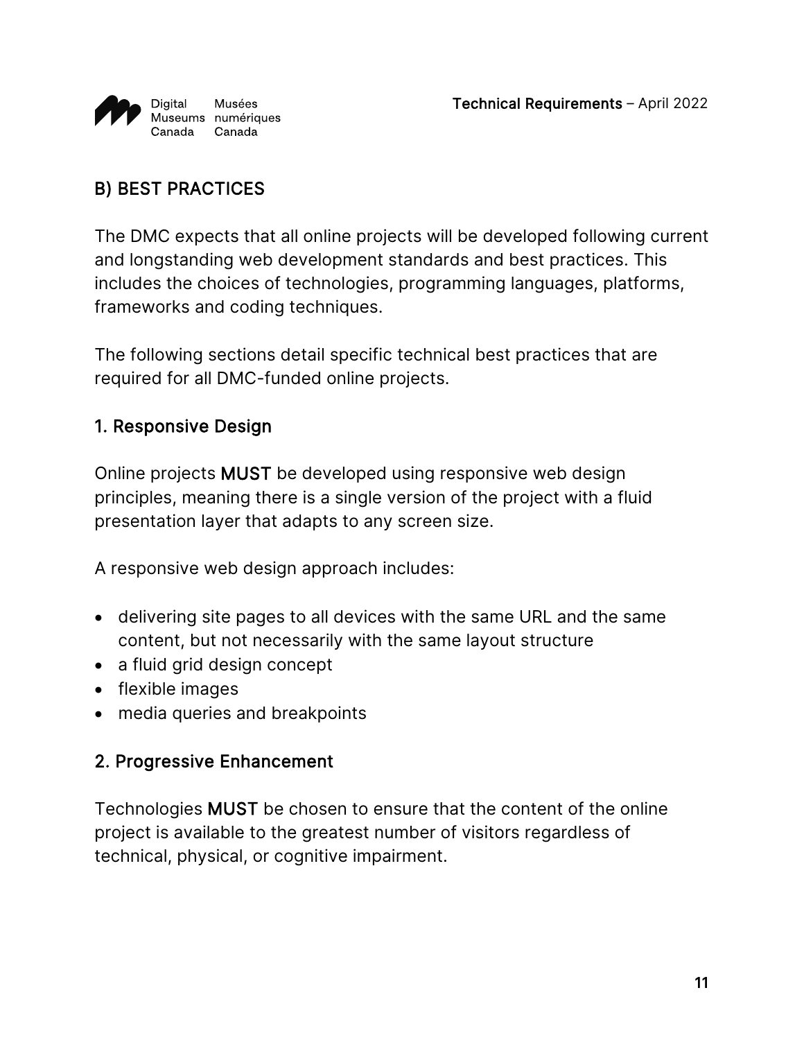## B) BEST PRACTICES

The DMC expects that all online projects will be developed following current and longstanding web development standards and best practices. This includes the choices of technologies, programming languages, platforms, frameworks and coding techniques.

The following sections detail specific technical best practices that are required for all DMC-funded online projects.

### 1. Responsive Design

Online projects **MUST** be developed using responsive web design principles, meaning there is a single version of the project with a fluid presentation layer that adapts to any screen size.

A responsive web design approach includes:

- delivering site pages to all devices with the same URL and the same content, but not necessarily with the same layout structure
- a fluid grid design concept
- flexible images
- media queries and breakpoints

### 2. Progressive Enhancement

Technologies **MUST** be chosen to ensure that the content of the online project is available to the greatest number of visitors regardless of technical, physical, or cognitive impairment.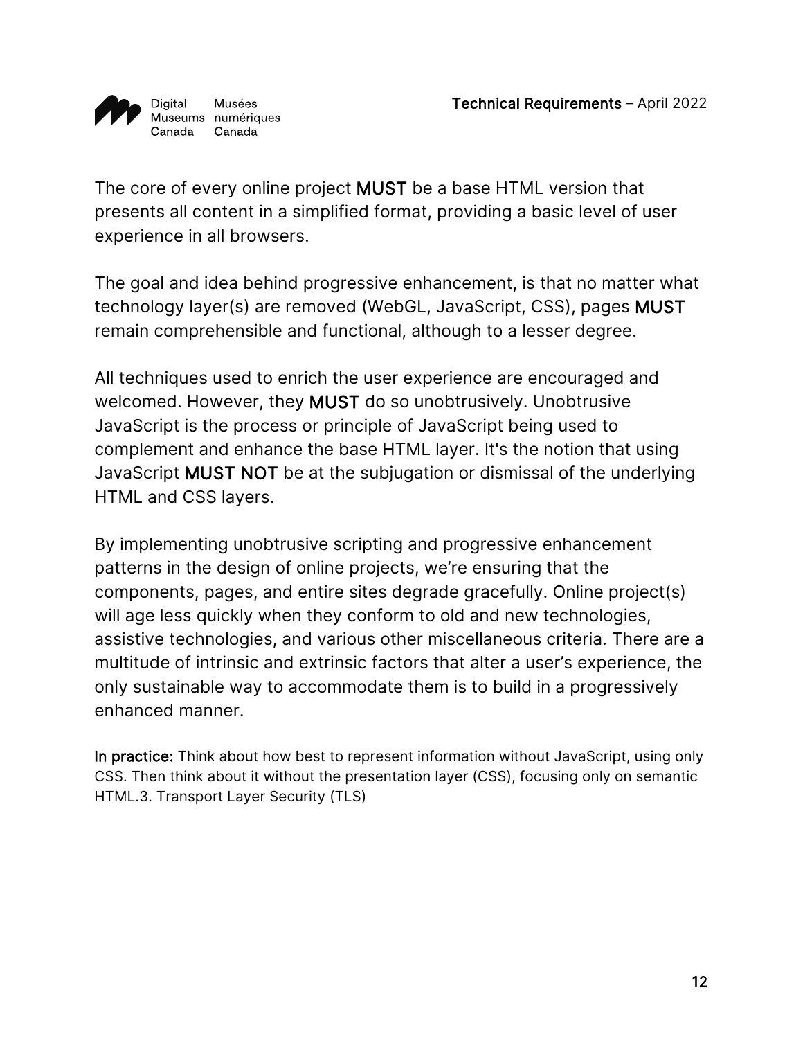The core of every online project **MUST** be a base HTML version that presents all content in a simplified format, providing a basic level of user experience in all browsers.

The goal and idea behind progressive enhancement, is that no matter what technology layer(s) are removed (WebGL, JavaScript, CSS), pages **MUST** remain comprehensible and functional, although to a lesser degree.

All techniques used to enrich the user experience are encouraged and welcomed. However, they **MUST** do so unobtrusively. Unobtrusive JavaScript is the process or principle of JavaScript being used to complement and enhance the base HTML layer. It's the notion that using JavaScript **MUST NOT** be at the subjugation or dismissal of the underlying HTML and CSS layers.

By implementing unobtrusive scripting and progressive enhancement patterns in the design of online projects, we're ensuring that the components, pages, and entire sites degrade gracefully. Online project(s) will age less quickly when they conform to old and new technologies, assistive technologies, and various other miscellaneous criteria. There are a multitude of intrinsic and extrinsic factors that alter a user's experience, the only sustainable way to accommodate them is to build in a progressively enhanced manner.

**In practice:** Think about how best to represent information without JavaScript, using only CSS. Then think about it without the presentation layer (CSS), focusing only on semantic HTML.3. Transport Layer Security (TLS)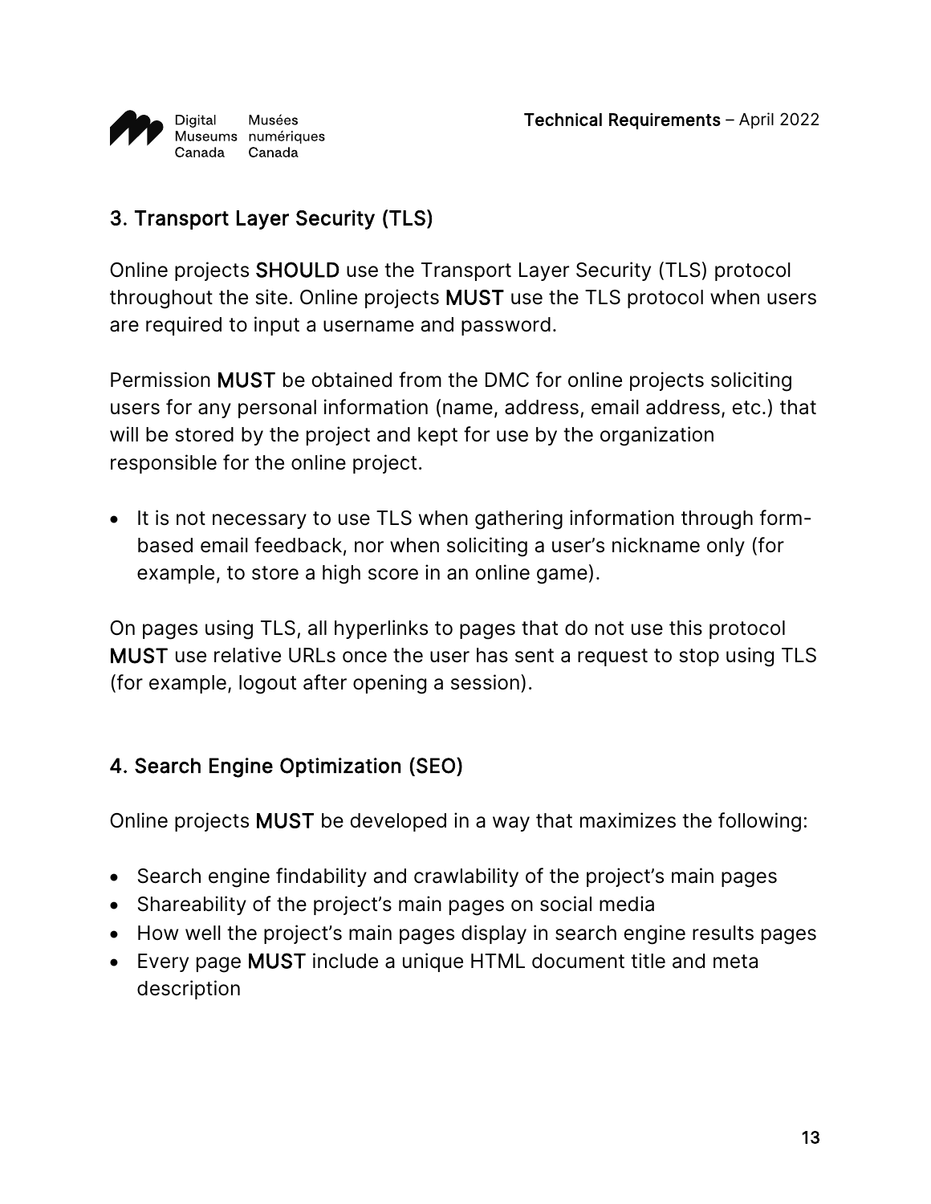## 3. Transport Layer Security (TLS)

Online projects **SHOULD** use the Transport Layer Security (TLS) protocol throughout the site. Online projects **MUST** use the TLS protocol when users are required to input a username and password.

Permission **MUST** be obtained from the DMC for online projects soliciting users for any personal information (name, address, email address, etc.) that will be stored by the project and kept for use by the organization responsible for the online project.

- It is not necessary to use TLS when gathering information through form-based email feedback, nor when soliciting a user's nickname only (for example, to store a high score in an online game).

On pages using TLS, all hyperlinks to pages that do not use this protocol **MUST** use relative URLs once the user has sent a request to stop using TLS (for example, logout after opening a session).

## 4. Search Engine Optimization (SEO)

Online projects **MUST** be developed in a way that maximizes the following:

- Search engine findability and crawlability of the project's main pages
- Shareability of the project's main pages on social media
- How well the project's main pages display in search engine results pages
- Every page **MUST** include a unique HTML document title and meta description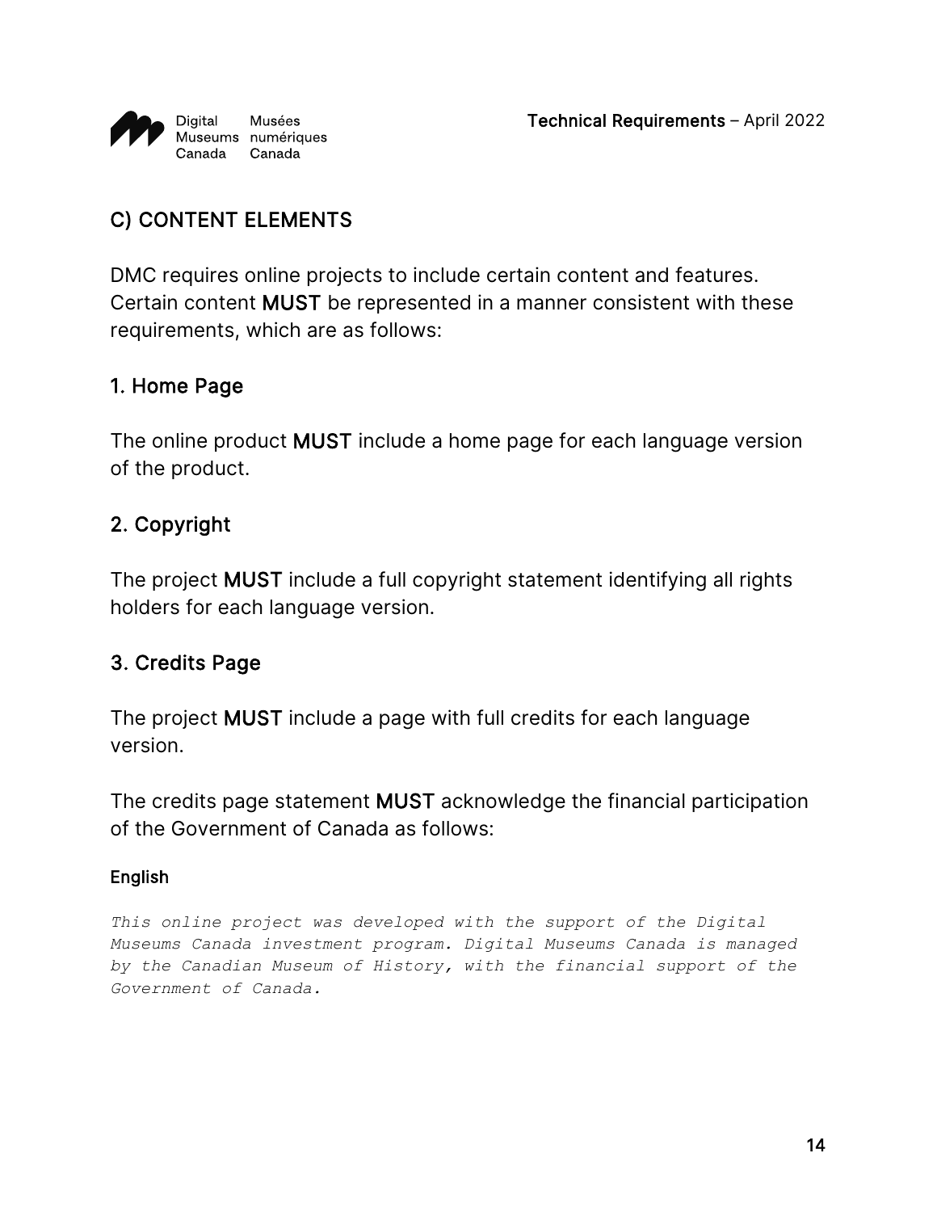## C) CONTENT ELEMENTS

DMC requires online projects to include certain content and features. Certain content **MUST** be represented in a manner consistent with these requirements, which are as follows:

### 1. Home Page

The online product **MUST** include a home page for each language version of the product.

### 2. Copyright

The project **MUST** include a full copyright statement identifying all rights holders for each language version.

### 3. Credits Page

The project **MUST** include a page with full credits for each language version.

The credits page statement **MUST** acknowledge the financial participation of the Government of Canada as follows:

#### English

*This online project was developed with the support of the Digital Museums Canada investment program. Digital Museums Canada is managed by the Canadian Museum of History, with the financial support of the Government of Canada.*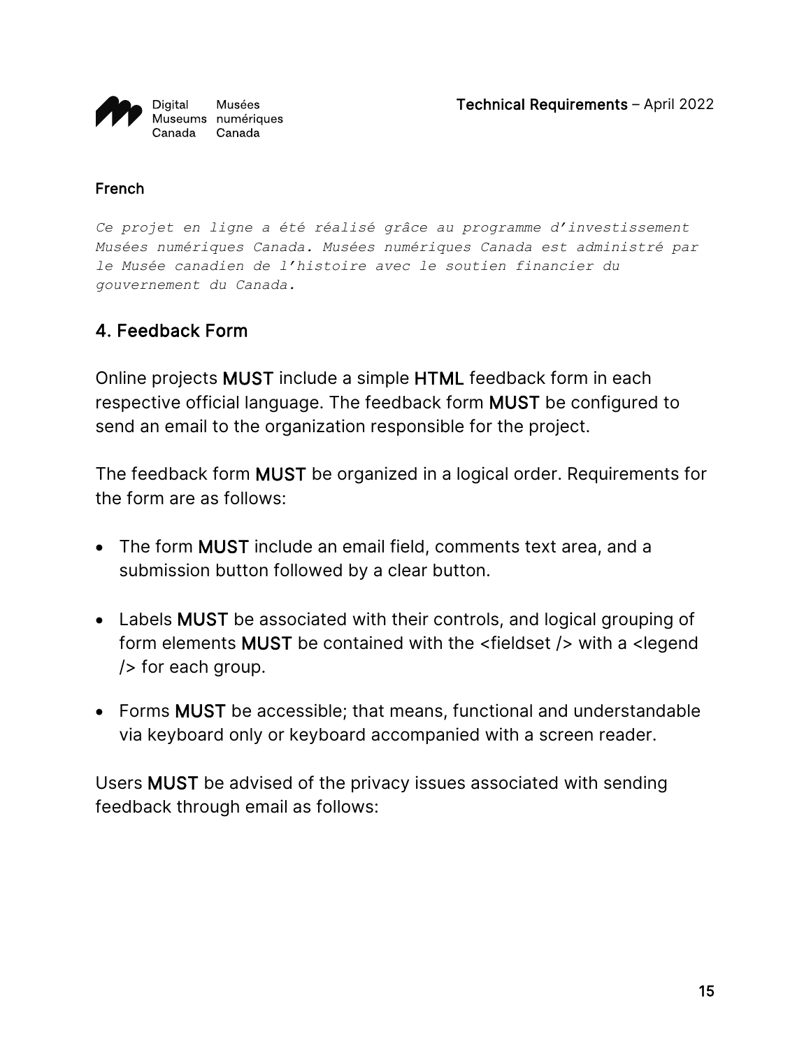#### French

*Ce projet en ligne a été réalisé grâce au programme d'investissement Musées numériques Canada. Musées numériques Canada est administré par le Musée canadien de l'histoire avec le soutien financier du gouvernement du Canada.*

### 4. Feedback Form

Online projects **MUST** include a simple **HTML** feedback form in each respective official language. The feedback form **MUST** be configured to send an email to the organization responsible for the project.

The feedback form **MUST** be organized in a logical order. Requirements for the form are as follows:

- The form **MUST** include an email field, comments text area, and a submission button followed by a clear button.
- Labels **MUST** be associated with their controls, and logical grouping of form elements **MUST** be contained with the <fieldset /> with a <legend /> for each group.
- Forms **MUST** be accessible; that means, functional and understandable via keyboard only or keyboard accompanied with a screen reader.

Users **MUST** be advised of the privacy issues associated with sending feedback through email as follows: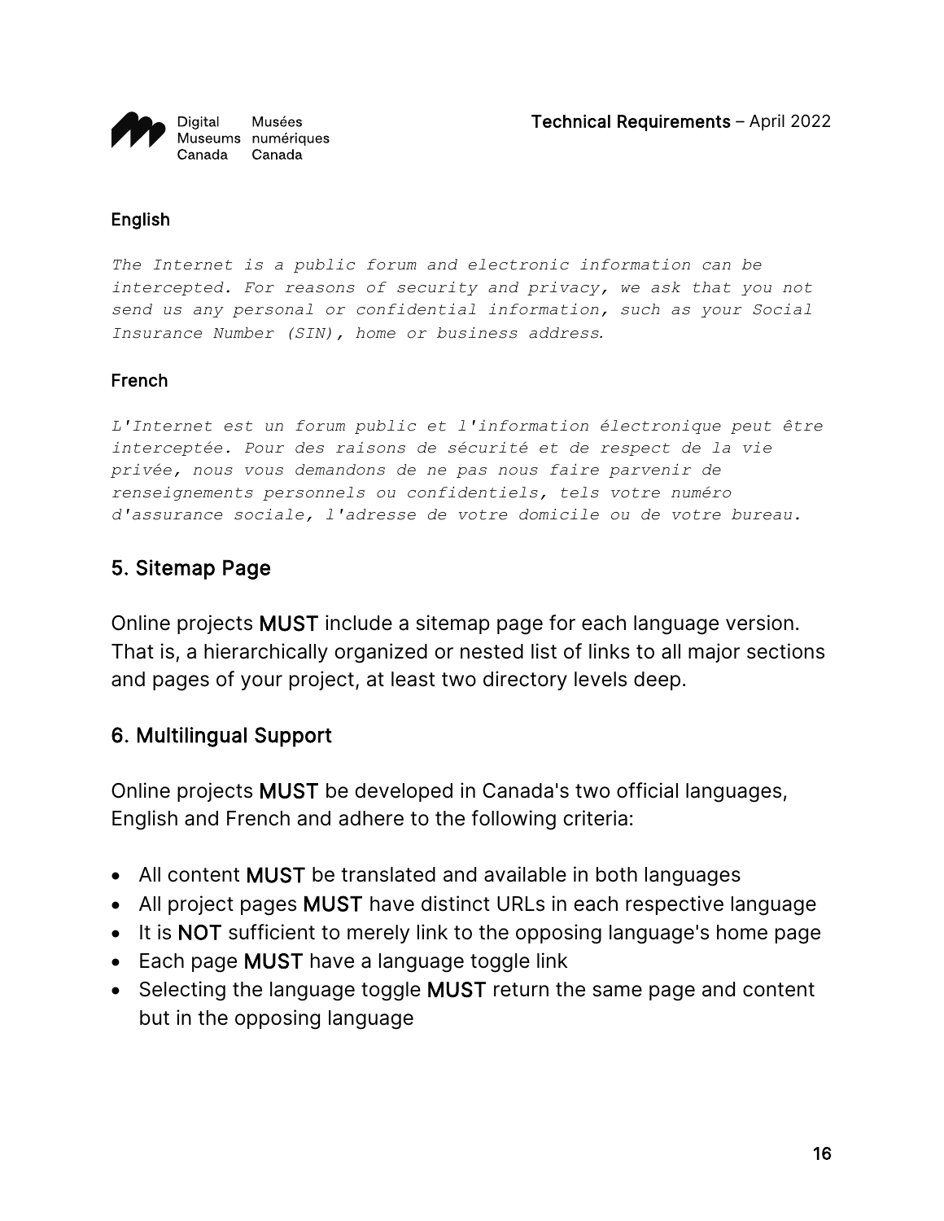#### English

*The Internet is a public forum and electronic information can be intercepted. For reasons of security and privacy, we ask that you not send us any personal or confidential information, such as your Social Insurance Number (SIN), home or business address.*

#### French

*L'Internet est un forum public et l'information électronique peut être interceptée. Pour des raisons de sécurité et de respect de la vie privée, nous vous demandons de ne pas nous faire parvenir de renseignements personnels ou confidentiels, tels votre numéro d'assurance sociale, l'adresse de votre domicile ou de votre bureau.*

### 5. Sitemap Page

Online projects **MUST** include a sitemap page for each language version. That is, a hierarchically organized or nested list of links to all major sections and pages of your project, at least two directory levels deep.

### 6. Multilingual Support

Online projects **MUST** be developed in Canada's two official languages, English and French and adhere to the following criteria:

- All content **MUST** be translated and available in both languages
- All project pages **MUST** have distinct URLs in each respective language
- It is **NOT** sufficient to merely link to the opposing language's home page
- Each page **MUST** have a language toggle link
- Selecting the language toggle **MUST** return the same page and content but in the opposing language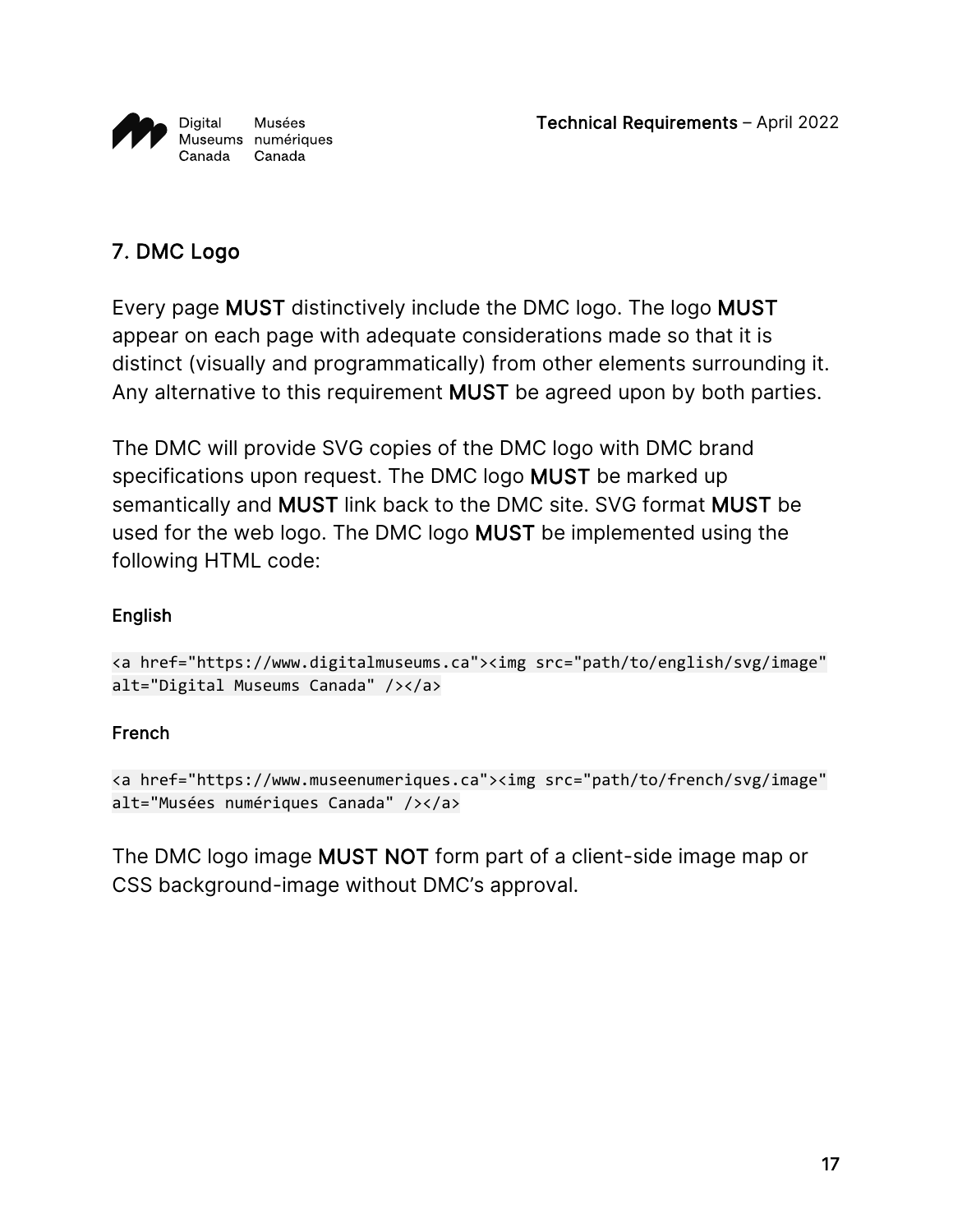## 7. DMC Logo

Every page **MUST** distinctively include the DMC logo. The logo **MUST** appear on each page with adequate considerations made so that it is distinct (visually and programmatically) from other elements surrounding it. Any alternative to this requirement **MUST** be agreed upon by both parties.

The DMC will provide SVG copies of the DMC logo with DMC brand specifications upon request. The DMC logo **MUST** be marked up semantically and **MUST** link back to the DMC site. SVG format **MUST** be used for the web logo. The DMC logo **MUST** be implemented using the following HTML code:

#### English

```
<a href="https://www.digitalmuseums.ca"><img src="path/to/english/svg/image" alt="Digital Museums Canada" /></a>
```

#### French

```
<a href="https://www.museenumeriques.ca"><img src="path/to/french/svg/image" alt="Musées numériques Canada" /></a>
```

The DMC logo image **MUST NOT** form part of a client-side image map or CSS background-image without DMC's approval.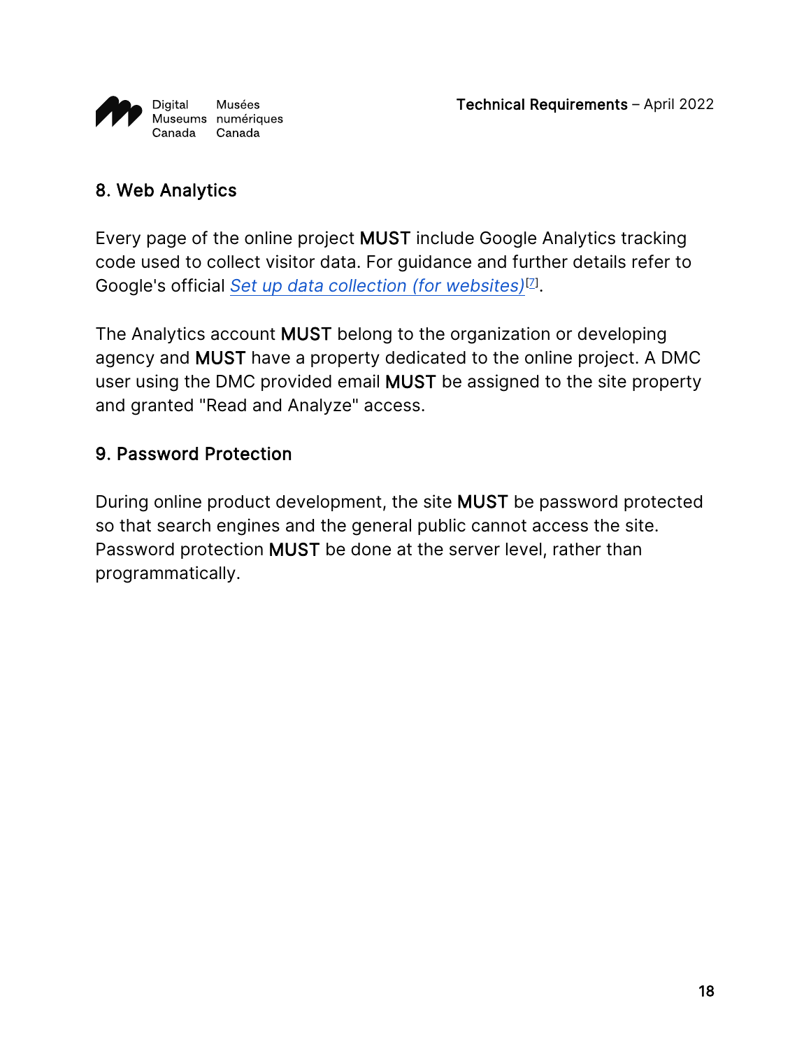## 8. Web Analytics

Every page of the online project **MUST** include Google Analytics tracking code used to collect visitor data. For guidance and further details refer to Google's official *Set up data collection (for websites)*[7].

The Analytics account **MUST** belong to the organization or developing agency and **MUST** have a property dedicated to the online project. A DMC user using the DMC provided email **MUST** be assigned to the site property and granted "Read and Analyze" access.

## 9. Password Protection

During online product development, the site **MUST** be password protected so that search engines and the general public cannot access the site. Password protection **MUST** be done at the server level, rather than programmatically.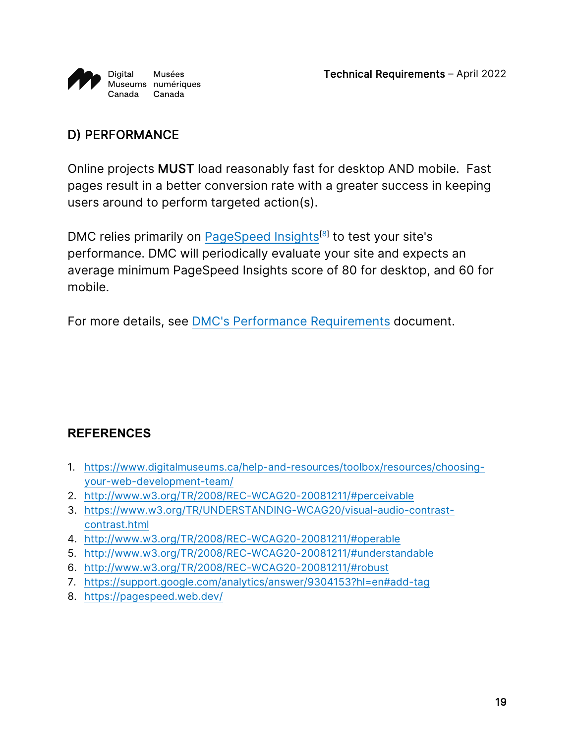## D) PERFORMANCE

Online projects **MUST** load reasonably fast for desktop AND mobile. Fast pages result in a better conversion rate with a greater success in keeping users around to perform targeted action(s).

DMC relies primarily on PageSpeed Insights[8] to test your site's performance. DMC will periodically evaluate your site and expects an average minimum PageSpeed Insights score of 80 for desktop, and 60 for mobile.

For more details, see DMC's Performance Requirements document.

## REFERENCES

1. https://www.digitalmuseums.ca/help-and-resources/toolbox/resources/choosing-your-web-development-team/
2. http://www.w3.org/TR/2008/REC-WCAG20-20081211/#perceivable
3. https://www.w3.org/TR/UNDERSTANDING-WCAG20/visual-audio-contrast-contrast.html
4. http://www.w3.org/TR/2008/REC-WCAG20-20081211/#operable
5. http://www.w3.org/TR/2008/REC-WCAG20-20081211/#understandable
6. http://www.w3.org/TR/2008/REC-WCAG20-20081211/#robust
7. https://support.google.com/analytics/answer/9304153?hl=en#add-tag
8. https://pagespeed.web.dev/